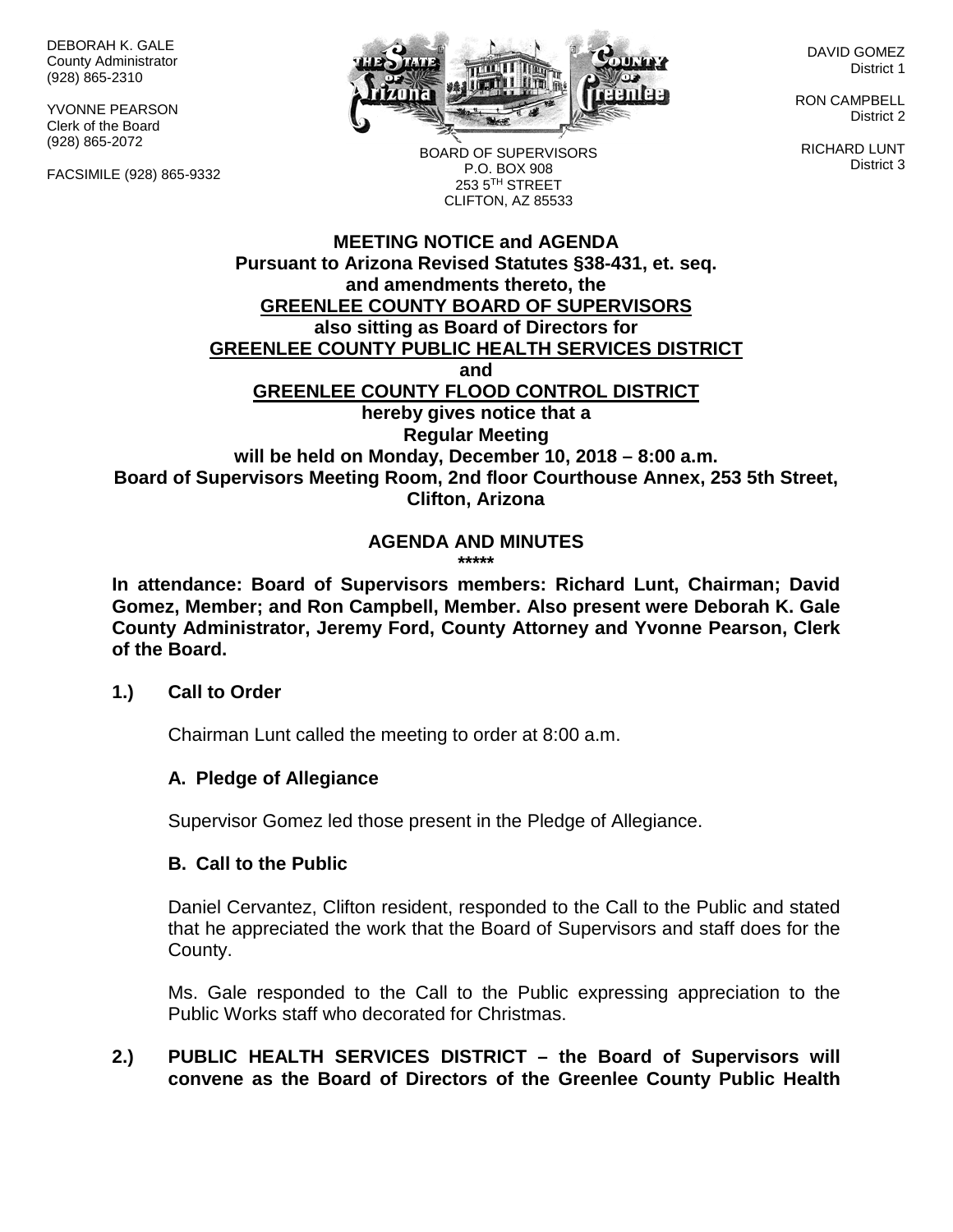DEBORAH K. GALE
County Administrator
(928) 865-2310

YVONNE PEARSON
Clerk of the Board
(928) 865-2072

FACSIMILE (928) 865-9332

BOARD OF SUPERVISORS
P.O. BOX 908
253 5TH STREET
CLIFTON, AZ 85533

DAVID GOMEZ
District 1

RON CAMPBELL
District 2

RICHARD LUNT
District 3

**MEETING NOTICE and AGENDA**
**Pursuant to Arizona Revised Statutes §38-431, et. seq.**
**and amendments thereto, the**
**GREENLEE COUNTY BOARD OF SUPERVISORS**
**also sitting as Board of Directors for**
**GREENLEE COUNTY PUBLIC HEALTH SERVICES DISTRICT**
**and**
**GREENLEE COUNTY FLOOD CONTROL DISTRICT**
**hereby gives notice that a**
**Regular Meeting**
**will be held on Monday, December 10, 2018 – 8:00 a.m.**
**Board of Supervisors Meeting Room, 2nd floor Courthouse Annex, 253 5th Street, Clifton, Arizona**

**AGENDA AND MINUTES**
**\*\*\*\*\***

**In attendance: Board of Supervisors members: Richard Lunt, Chairman; David Gomez, Member; and Ron Campbell, Member. Also present were Deborah K. Gale County Administrator, Jeremy Ford, County Attorney and Yvonne Pearson, Clerk of the Board.**

**1.) Call to Order**

Chairman Lunt called the meeting to order at 8:00 a.m.

**A. Pledge of Allegiance**

Supervisor Gomez led those present in the Pledge of Allegiance.

**B. Call to the Public**

Daniel Cervantez, Clifton resident, responded to the Call to the Public and stated that he appreciated the work that the Board of Supervisors and staff does for the County.

Ms. Gale responded to the Call to the Public expressing appreciation to the Public Works staff who decorated for Christmas.

**2.) PUBLIC HEALTH SERVICES DISTRICT – the Board of Supervisors will convene as the Board of Directors of the Greenlee County Public Health**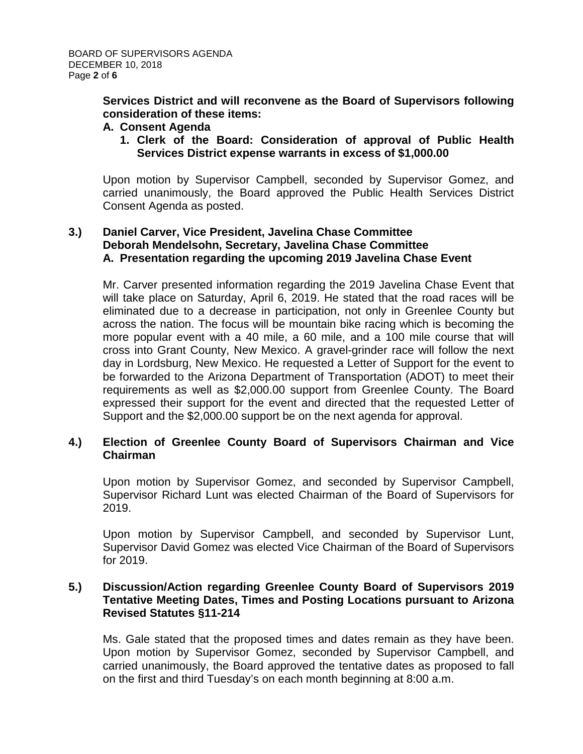**Services District and will reconvene as the Board of Supervisors following consideration of these items:**

**A. Consent Agenda**

**1. Clerk of the Board: Consideration of approval of Public Health Services District expense warrants in excess of $1,000.00**

Upon motion by Supervisor Campbell, seconded by Supervisor Gomez, and carried unanimously, the Board approved the Public Health Services District Consent Agenda as posted.

**3.) Daniel Carver, Vice President, Javelina Chase Committee**
**Deborah Mendelsohn, Secretary, Javelina Chase Committee**
**A. Presentation regarding the upcoming 2019 Javelina Chase Event**

Mr. Carver presented information regarding the 2019 Javelina Chase Event that will take place on Saturday, April 6, 2019. He stated that the road races will be eliminated due to a decrease in participation, not only in Greenlee County but across the nation. The focus will be mountain bike racing which is becoming the more popular event with a 40 mile, a 60 mile, and a 100 mile course that will cross into Grant County, New Mexico. A gravel-grinder race will follow the next day in Lordsburg, New Mexico. He requested a Letter of Support for the event to be forwarded to the Arizona Department of Transportation (ADOT) to meet their requirements as well as $2,000.00 support from Greenlee County. The Board expressed their support for the event and directed that the requested Letter of Support and the $2,000.00 support be on the next agenda for approval.

**4.) Election of Greenlee County Board of Supervisors Chairman and Vice Chairman**

Upon motion by Supervisor Gomez, and seconded by Supervisor Campbell, Supervisor Richard Lunt was elected Chairman of the Board of Supervisors for 2019.

Upon motion by Supervisor Campbell, and seconded by Supervisor Lunt, Supervisor David Gomez was elected Vice Chairman of the Board of Supervisors for 2019.

**5.) Discussion/Action regarding Greenlee County Board of Supervisors 2019 Tentative Meeting Dates, Times and Posting Locations pursuant to Arizona Revised Statutes §11-214**

Ms. Gale stated that the proposed times and dates remain as they have been. Upon motion by Supervisor Gomez, seconded by Supervisor Campbell, and carried unanimously, the Board approved the tentative dates as proposed to fall on the first and third Tuesday's on each month beginning at 8:00 a.m.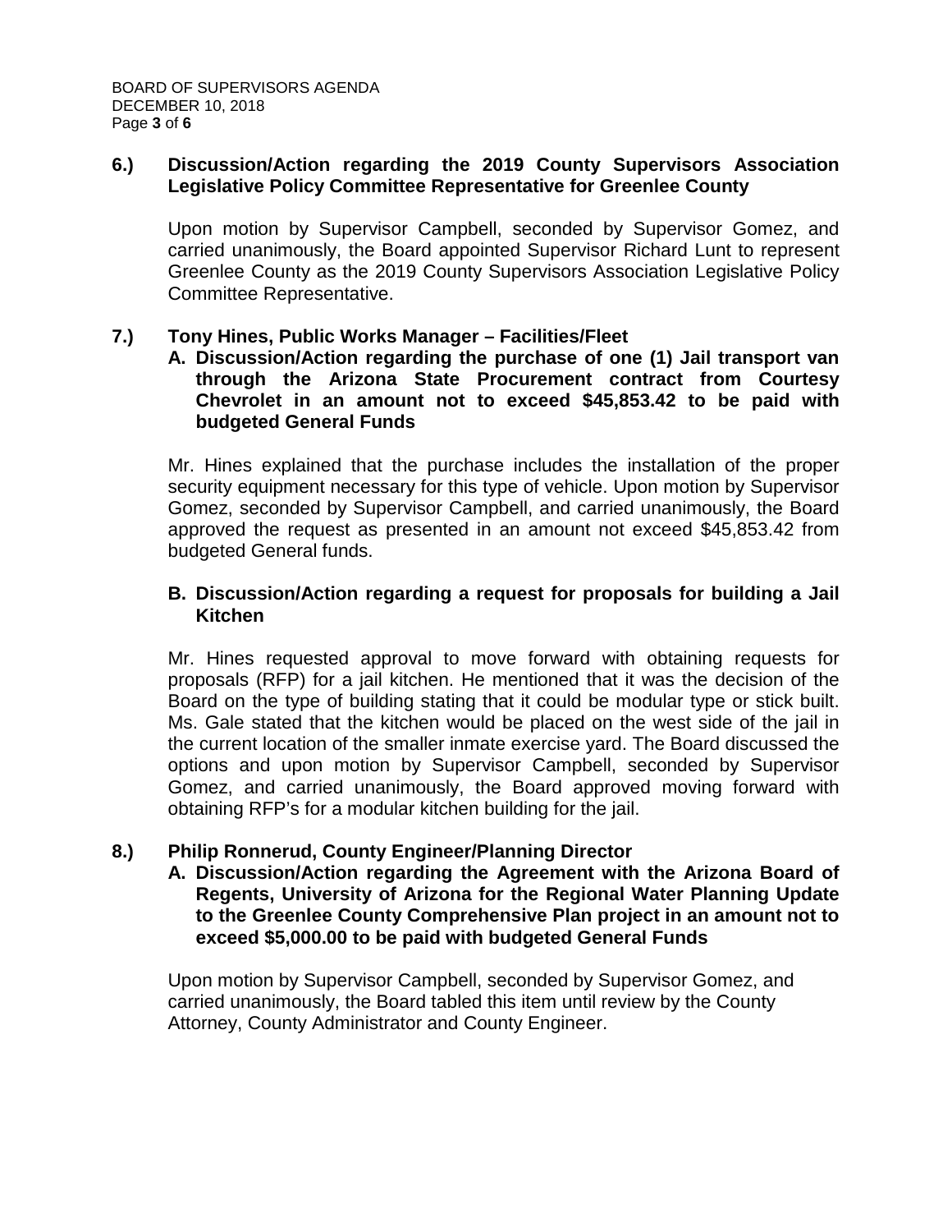**6.) Discussion/Action regarding the 2019 County Supervisors Association Legislative Policy Committee Representative for Greenlee County**

Upon motion by Supervisor Campbell, seconded by Supervisor Gomez, and carried unanimously, the Board appointed Supervisor Richard Lunt to represent Greenlee County as the 2019 County Supervisors Association Legislative Policy Committee Representative.

**7.) Tony Hines, Public Works Manager – Facilities/Fleet**

**A. Discussion/Action regarding the purchase of one (1) Jail transport van through the Arizona State Procurement contract from Courtesy Chevrolet in an amount not to exceed $45,853.42 to be paid with budgeted General Funds**

Mr. Hines explained that the purchase includes the installation of the proper security equipment necessary for this type of vehicle. Upon motion by Supervisor Gomez, seconded by Supervisor Campbell, and carried unanimously, the Board approved the request as presented in an amount not exceed $45,853.42 from budgeted General funds.

**B. Discussion/Action regarding a request for proposals for building a Jail Kitchen**

Mr. Hines requested approval to move forward with obtaining requests for proposals (RFP) for a jail kitchen. He mentioned that it was the decision of the Board on the type of building stating that it could be modular type or stick built. Ms. Gale stated that the kitchen would be placed on the west side of the jail in the current location of the smaller inmate exercise yard. The Board discussed the options and upon motion by Supervisor Campbell, seconded by Supervisor Gomez, and carried unanimously, the Board approved moving forward with obtaining RFP's for a modular kitchen building for the jail.

**8.) Philip Ronnerud, County Engineer/Planning Director**

**A. Discussion/Action regarding the Agreement with the Arizona Board of Regents, University of Arizona for the Regional Water Planning Update to the Greenlee County Comprehensive Plan project in an amount not to exceed $5,000.00 to be paid with budgeted General Funds**

Upon motion by Supervisor Campbell, seconded by Supervisor Gomez, and carried unanimously, the Board tabled this item until review by the County Attorney, County Administrator and County Engineer.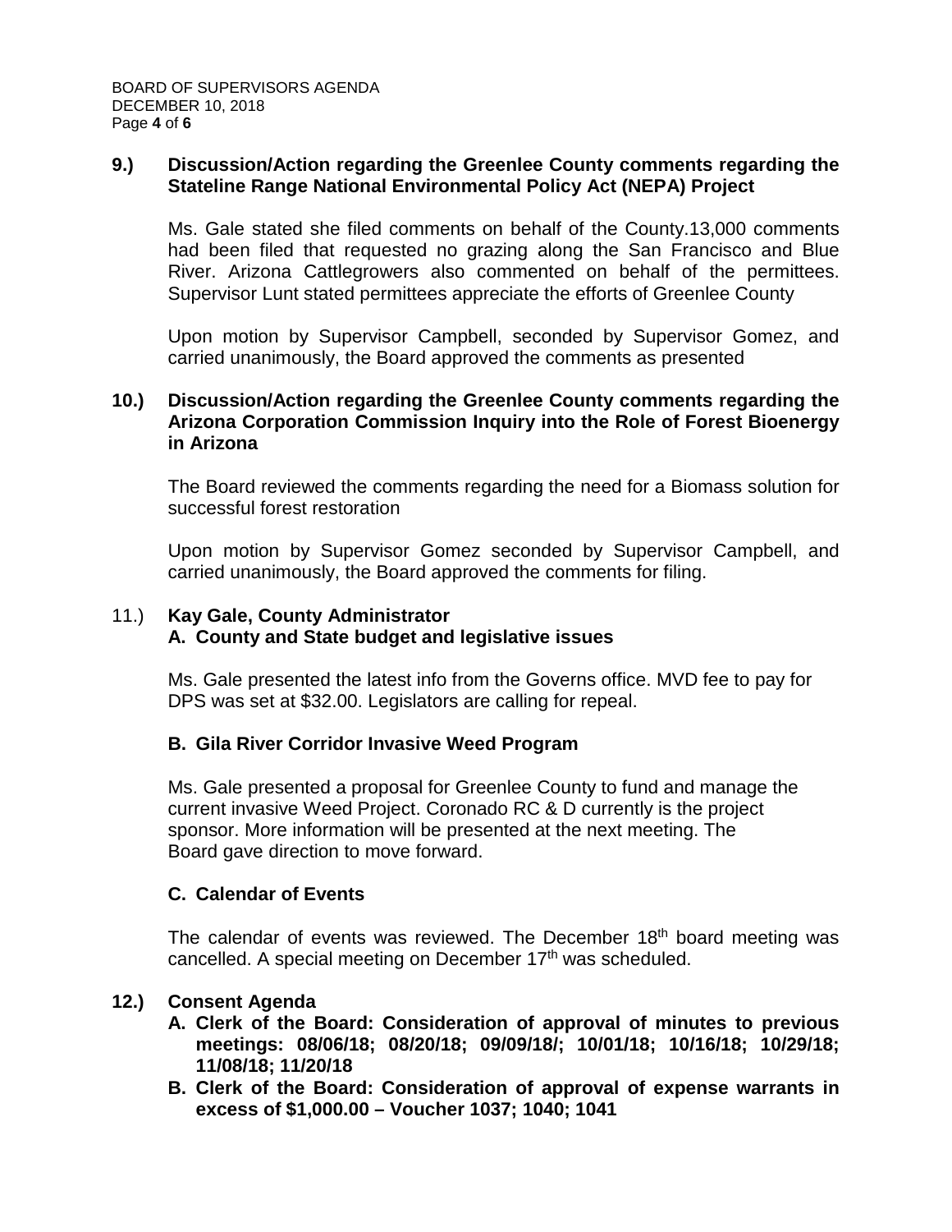**9.) Discussion/Action regarding the Greenlee County comments regarding the Stateline Range National Environmental Policy Act (NEPA) Project**

Ms. Gale stated she filed comments on behalf of the County.13,000 comments had been filed that requested no grazing along the San Francisco and Blue River. Arizona Cattlegrowers also commented on behalf of the permittees. Supervisor Lunt stated permittees appreciate the efforts of Greenlee County

Upon motion by Supervisor Campbell, seconded by Supervisor Gomez, and carried unanimously, the Board approved the comments as presented

**10.) Discussion/Action regarding the Greenlee County comments regarding the Arizona Corporation Commission Inquiry into the Role of Forest Bioenergy in Arizona**

The Board reviewed the comments regarding the need for a Biomass solution for successful forest restoration

Upon motion by Supervisor Gomez seconded by Supervisor Campbell, and carried unanimously, the Board approved the comments for filing.

11.) **Kay Gale, County Administrator**

**A. County and State budget and legislative issues**

Ms. Gale presented the latest info from the Governs office. MVD fee to pay for DPS was set at $32.00. Legislators are calling for repeal.

**B. Gila River Corridor Invasive Weed Program**

Ms. Gale presented a proposal for Greenlee County to fund and manage the current invasive Weed Project. Coronado RC & D currently is the project sponsor. More information will be presented at the next meeting. The Board gave direction to move forward.

**C. Calendar of Events**

The calendar of events was reviewed. The December 18th board meeting was cancelled. A special meeting on December 17th was scheduled.

**12.) Consent Agenda**

**A. Clerk of the Board: Consideration of approval of minutes to previous meetings: 08/06/18; 08/20/18; 09/09/18/; 10/01/18; 10/16/18; 10/29/18; 11/08/18; 11/20/18**

**B. Clerk of the Board: Consideration of approval of expense warrants in excess of $1,000.00 – Voucher 1037; 1040; 1041**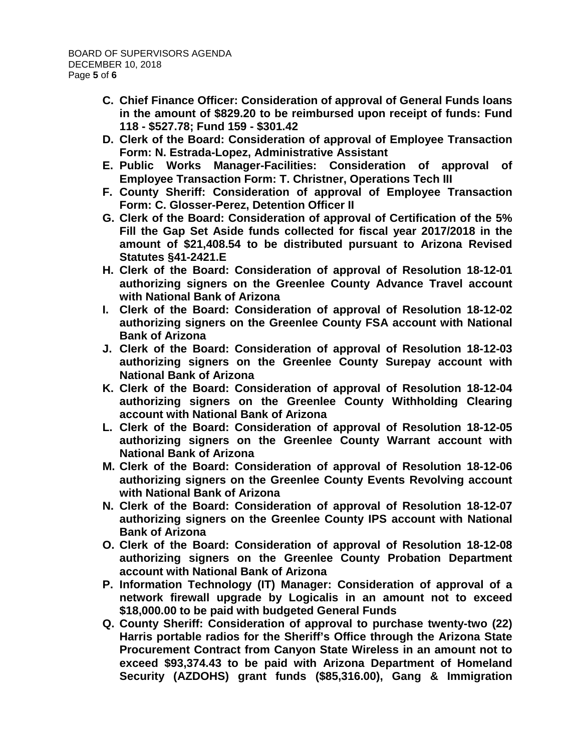**C. Chief Finance Officer: Consideration of approval of General Funds loans in the amount of $829.20 to be reimbursed upon receipt of funds: Fund 118 - $527.78; Fund 159 - $301.42**

**D. Clerk of the Board: Consideration of approval of Employee Transaction Form: N. Estrada-Lopez, Administrative Assistant**

**E. Public Works Manager-Facilities: Consideration of approval of Employee Transaction Form: T. Christner, Operations Tech III**

**F. County Sheriff: Consideration of approval of Employee Transaction Form: C. Glosser-Perez, Detention Officer II**

**G. Clerk of the Board: Consideration of approval of Certification of the 5% Fill the Gap Set Aside funds collected for fiscal year 2017/2018 in the amount of $21,408.54 to be distributed pursuant to Arizona Revised Statutes §41-2421.E**

**H. Clerk of the Board: Consideration of approval of Resolution 18-12-01 authorizing signers on the Greenlee County Advance Travel account with National Bank of Arizona**

**I. Clerk of the Board: Consideration of approval of Resolution 18-12-02 authorizing signers on the Greenlee County FSA account with National Bank of Arizona**

**J. Clerk of the Board: Consideration of approval of Resolution 18-12-03 authorizing signers on the Greenlee County Surepay account with National Bank of Arizona**

**K. Clerk of the Board: Consideration of approval of Resolution 18-12-04 authorizing signers on the Greenlee County Withholding Clearing account with National Bank of Arizona**

**L. Clerk of the Board: Consideration of approval of Resolution 18-12-05 authorizing signers on the Greenlee County Warrant account with National Bank of Arizona**

**M. Clerk of the Board: Consideration of approval of Resolution 18-12-06 authorizing signers on the Greenlee County Events Revolving account with National Bank of Arizona**

**N. Clerk of the Board: Consideration of approval of Resolution 18-12-07 authorizing signers on the Greenlee County IPS account with National Bank of Arizona**

**O. Clerk of the Board: Consideration of approval of Resolution 18-12-08 authorizing signers on the Greenlee County Probation Department account with National Bank of Arizona**

**P. Information Technology (IT) Manager: Consideration of approval of a network firewall upgrade by Logicalis in an amount not to exceed $18,000.00 to be paid with budgeted General Funds**

**Q. County Sheriff: Consideration of approval to purchase twenty-two (22) Harris portable radios for the Sheriff's Office through the Arizona State Procurement Contract from Canyon State Wireless in an amount not to exceed $93,374.43 to be paid with Arizona Department of Homeland Security (AZDOHS) grant funds ($85,316.00), Gang & Immigration**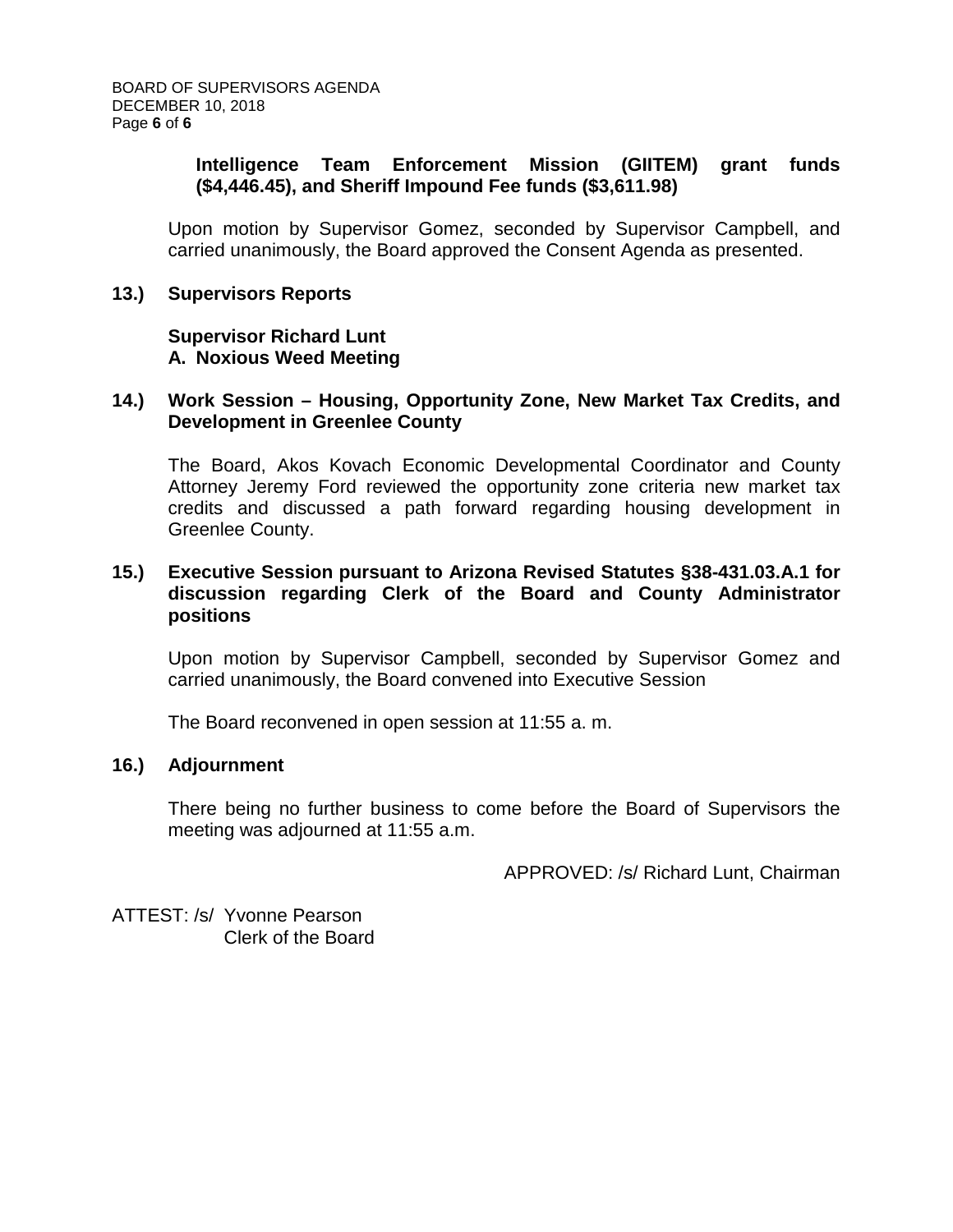**Intelligence Team Enforcement Mission (GIITEM) grant funds ($4,446.45), and Sheriff Impound Fee funds ($3,611.98)**

Upon motion by Supervisor Gomez, seconded by Supervisor Campbell, and carried unanimously, the Board approved the Consent Agenda as presented.

**13.) Supervisors Reports**

**Supervisor Richard Lunt**
**A. Noxious Weed Meeting**

**14.) Work Session – Housing, Opportunity Zone, New Market Tax Credits, and Development in Greenlee County**

The Board, Akos Kovach Economic Developmental Coordinator and County Attorney Jeremy Ford reviewed the opportunity zone criteria new market tax credits and discussed a path forward regarding housing development in Greenlee County.

**15.) Executive Session pursuant to Arizona Revised Statutes §38-431.03.A.1 for discussion regarding Clerk of the Board and County Administrator positions**

Upon motion by Supervisor Campbell, seconded by Supervisor Gomez and carried unanimously, the Board convened into Executive Session

The Board reconvened in open session at 11:55 a. m.

**16.) Adjournment**

There being no further business to come before the Board of Supervisors the meeting was adjourned at 11:55 a.m.

APPROVED: /s/ Richard Lunt, Chairman

ATTEST: /s/ Yvonne Pearson
Clerk of the Board